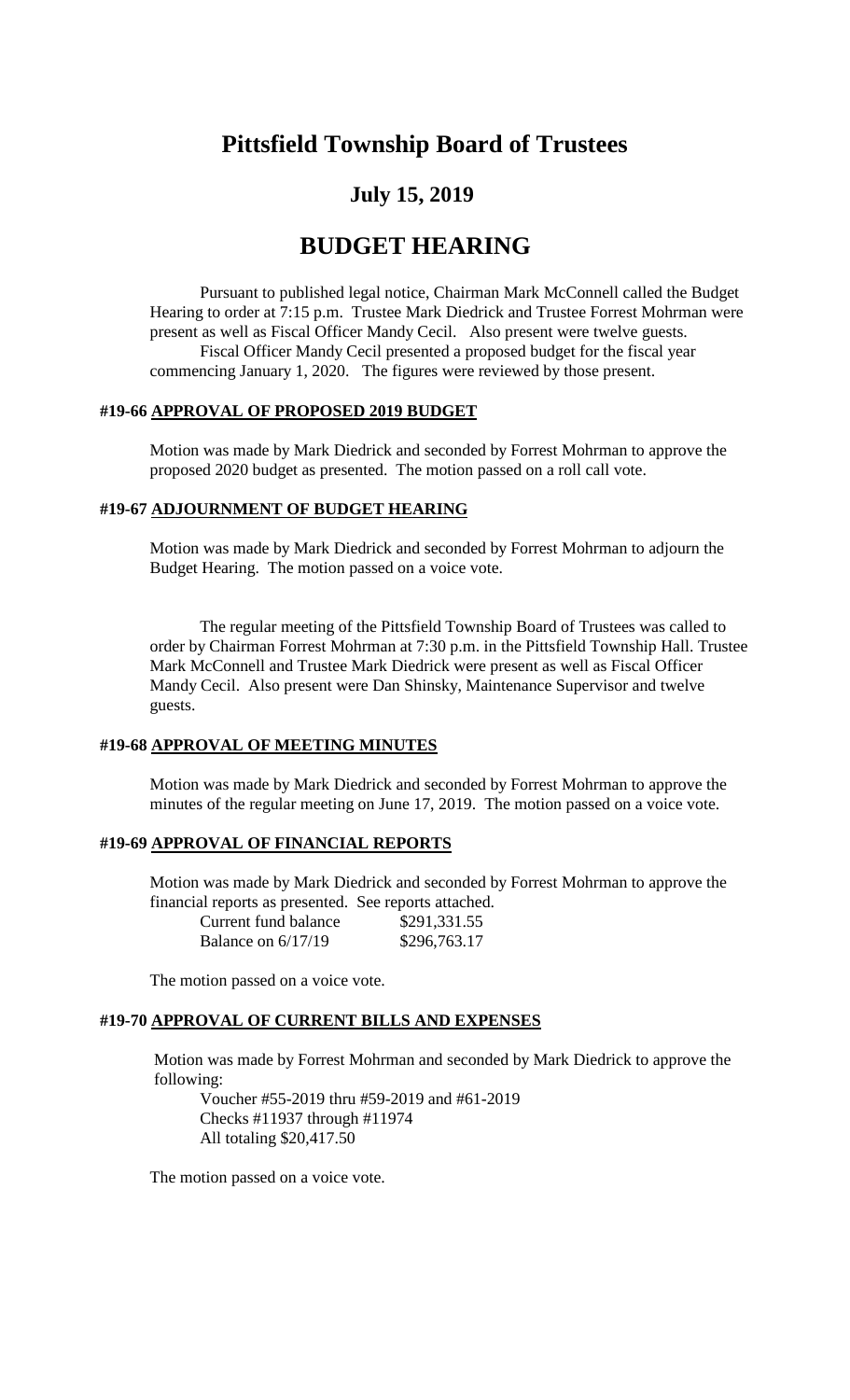# Pittsfield Township Board of Trustees

## July 15, 2019

# BUDGET HEARING

Pursuant to published legal notice, Chairman Mark McConnell called the Budget Hearing to order at 7:15 p.m. Trustee Mark Diedrick and Trustee Forrest Mohrman were present as well as Fiscal Officer Mandy Cecil. Also present were twelve guests.

Fiscal Officer Mandy Cecil presented a proposed budget for the fiscal year commencing January 1, 2020. The figures were reviewed by those present.

#### #19-66 <u>APPROVAL OF PROPOSED 2019 BUDGET</u>

Motion was made by Mark Diedrick and seconded by Forrest Mohrman to approve the proposed 2020 budget as presented. The motion passed on a roll call vote.

#### #19-67 <u>ADJOURNMENT OF BUDGET HEARING</u>

Motion was made by Mark Diedrick and seconded by Forrest Mohrman to adjourn the Budget Hearing. The motion passed on a voice vote.

The regular meeting of the Pittsfield Township Board of Trustees was called to order by Chairman Forrest Mohrman at 7:30 p.m. in the Pittsfield Township Hall. Trustee Mark McConnell and Trustee Mark Diedrick were present as well as Fiscal Officer Mandy Cecil. Also present were Dan Shinsky, Maintenance Supervisor and twelve guests.

#### #19-68 <u>APPROVAL OF MEETING MINUTES</u>

Motion was made by Mark Diedrick and seconded by Forrest Mohrman to approve the minutes of the regular meeting on June 17, 2019. The motion passed on a voice vote.

#### #19-69 <u>APPROVAL OF FINANCIAL REPORTS</u>

Motion was made by Mark Diedrick and seconded by Forrest Mohrman to approve the financial reports as presented. See reports attached.

| | |
|---|---|
| Current fund balance | $291,331.55 |
| Balance on 6/17/19 | $296,763.17 |

The motion passed on a voice vote.

#### #19-70 <u>APPROVAL OF CURRENT BILLS AND EXPENSES</u>

Motion was made by Forrest Mohrman and seconded by Mark Diedrick to approve the following:

Voucher #55-2019 thru #59-2019 and #61-2019
Checks #11937 through #11974
All totaling $20,417.50

The motion passed on a voice vote.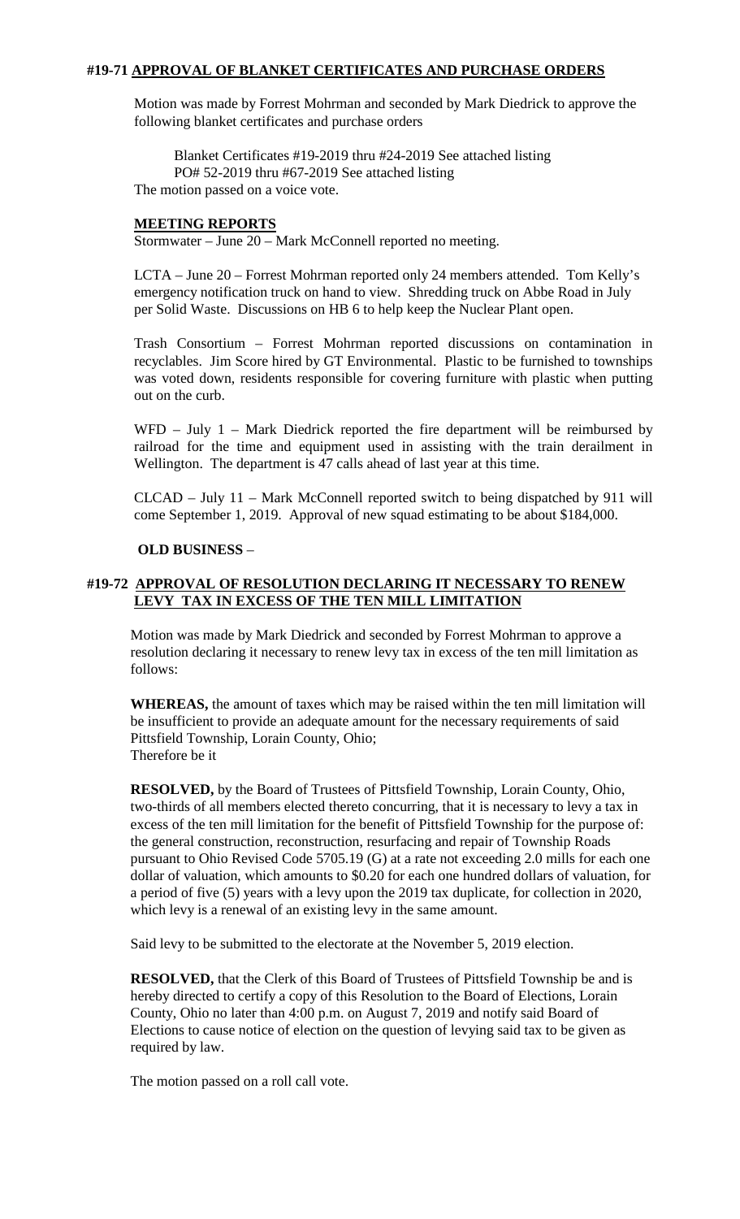**#19-71 APPROVAL OF BLANKET CERTIFICATES AND PURCHASE ORDERS**

Motion was made by Forrest Mohrman and seconded by Mark Diedrick to approve the following blanket certificates and purchase orders

Blanket Certificates #19-2019 thru #24-2019 See attached listing
PO# 52-2019 thru #67-2019 See attached listing
The motion passed on a voice vote.

**MEETING REPORTS**

Stormwater – June 20 – Mark McConnell reported no meeting.

LCTA – June 20 – Forrest Mohrman reported only 24 members attended. Tom Kelly's emergency notification truck on hand to view. Shredding truck on Abbe Road in July per Solid Waste. Discussions on HB 6 to help keep the Nuclear Plant open.

Trash Consortium – Forrest Mohrman reported discussions on contamination in recyclables. Jim Score hired by GT Environmental. Plastic to be furnished to townships was voted down, residents responsible for covering furniture with plastic when putting out on the curb.

WFD – July 1 – Mark Diedrick reported the fire department will be reimbursed by railroad for the time and equipment used in assisting with the train derailment in Wellington. The department is 47 calls ahead of last year at this time.

CLCAD – July 11 – Mark McConnell reported switch to being dispatched by 911 will come September 1, 2019. Approval of new squad estimating to be about $184,000.

**OLD BUSINESS** –

**#19-72 APPROVAL OF RESOLUTION DECLARING IT NECESSARY TO RENEW LEVY TAX IN EXCESS OF THE TEN MILL LIMITATION**

Motion was made by Mark Diedrick and seconded by Forrest Mohrman to approve a resolution declaring it necessary to renew levy tax in excess of the ten mill limitation as follows:

**WHEREAS,** the amount of taxes which may be raised within the ten mill limitation will be insufficient to provide an adequate amount for the necessary requirements of said Pittsfield Township, Lorain County, Ohio;
Therefore be it

**RESOLVED,** by the Board of Trustees of Pittsfield Township, Lorain County, Ohio, two-thirds of all members elected thereto concurring, that it is necessary to levy a tax in excess of the ten mill limitation for the benefit of Pittsfield Township for the purpose of: the general construction, reconstruction, resurfacing and repair of Township Roads pursuant to Ohio Revised Code 5705.19 (G) at a rate not exceeding 2.0 mills for each one dollar of valuation, which amounts to $0.20 for each one hundred dollars of valuation, for a period of five (5) years with a levy upon the 2019 tax duplicate, for collection in 2020, which levy is a renewal of an existing levy in the same amount.

Said levy to be submitted to the electorate at the November 5, 2019 election.

**RESOLVED,** that the Clerk of this Board of Trustees of Pittsfield Township be and is hereby directed to certify a copy of this Resolution to the Board of Elections, Lorain County, Ohio no later than 4:00 p.m. on August 7, 2019 and notify said Board of Elections to cause notice of election on the question of levying said tax to be given as required by law.

The motion passed on a roll call vote.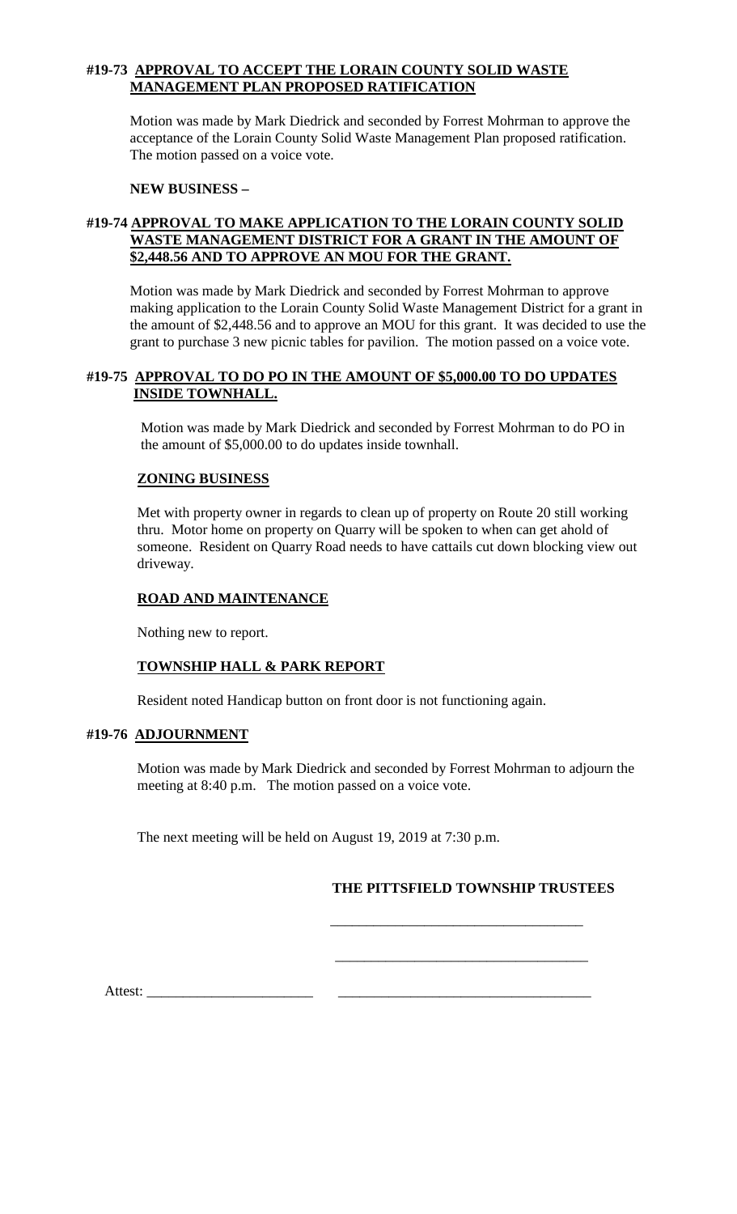**#19-73 APPROVAL TO ACCEPT THE LORAIN COUNTY SOLID WASTE MANAGEMENT PLAN PROPOSED RATIFICATION**

Motion was made by Mark Diedrick and seconded by Forrest Mohrman to approve the acceptance of the Lorain County Solid Waste Management Plan proposed ratification. The motion passed on a voice vote.

**NEW BUSINESS –**

**#19-74 APPROVAL TO MAKE APPLICATION TO THE LORAIN COUNTY SOLID WASTE MANAGEMENT DISTRICT FOR A GRANT IN THE AMOUNT OF $2,448.56 AND TO APPROVE AN MOU FOR THE GRANT.**

Motion was made by Mark Diedrick and seconded by Forrest Mohrman to approve making application to the Lorain County Solid Waste Management District for a grant in the amount of $2,448.56 and to approve an MOU for this grant. It was decided to use the grant to purchase 3 new picnic tables for pavilion. The motion passed on a voice vote.

**#19-75 APPROVAL TO DO PO IN THE AMOUNT OF $5,000.00 TO DO UPDATES INSIDE TOWNHALL.**

Motion was made by Mark Diedrick and seconded by Forrest Mohrman to do PO in the amount of $5,000.00 to do updates inside townhall.

**ZONING BUSINESS**

Met with property owner in regards to clean up of property on Route 20 still working thru. Motor home on property on Quarry will be spoken to when can get ahold of someone. Resident on Quarry Road needs to have cattails cut down blocking view out driveway.

**ROAD AND MAINTENANCE**

Nothing new to report.

**TOWNSHIP HALL & PARK REPORT**

Resident noted Handicap button on front door is not functioning again.

**#19-76 ADJOURNMENT**

Motion was made by Mark Diedrick and seconded by Forrest Mohrman to adjourn the meeting at 8:40 p.m. The motion passed on a voice vote.

The next meeting will be held on August 19, 2019 at 7:30 p.m.

**THE PITTSFIELD TOWNSHIP TRUSTEES**

\_\_\_\_\_\_\_\_\_\_\_\_\_\_\_\_\_\_\_\_\_\_\_\_\_\_\_\_\_\_\_\_\_\_

\_\_\_\_\_\_\_\_\_\_\_\_\_\_\_\_\_\_\_\_\_\_\_\_\_\_\_\_\_\_\_\_\_\_

Attest: \_\_\_\_\_\_\_\_\_\_\_\_\_\_\_\_\_\_\_\_\_\_\_ \_\_\_\_\_\_\_\_\_\_\_\_\_\_\_\_\_\_\_\_\_\_\_\_\_\_\_\_\_\_\_\_\_\_